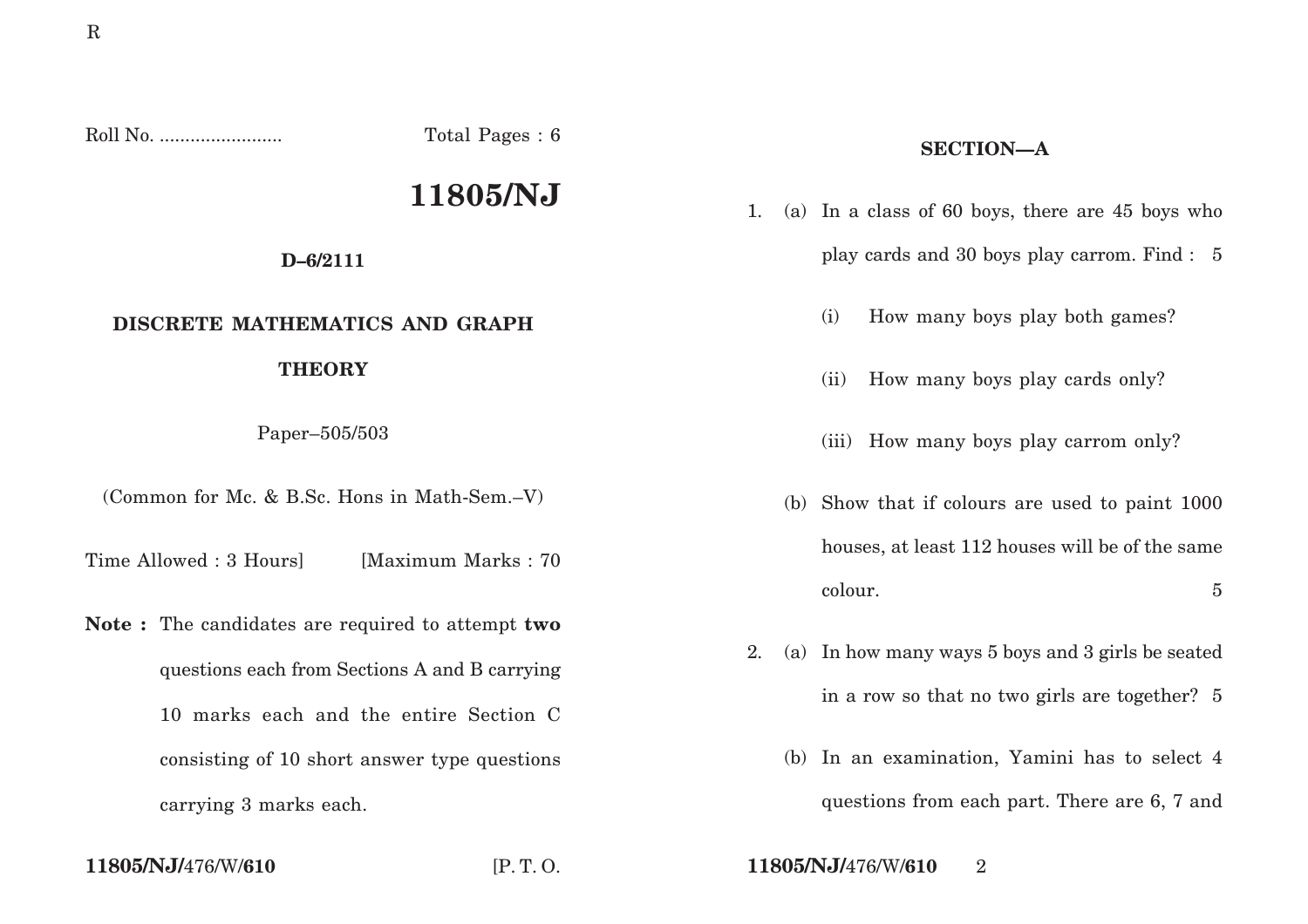Roll No. ........................ Total Pages : 6

# 11805/NJ

**D–6/2111**

## DISCRETE MATHEMATICS AND GRAPH THEORY

Paper–505/503

(Common for Mc. & B.Sc. Hons in Math-Sem.–V)

Time Allowed : 3 Hours] [Maximum Marks : 70

**Note :** The candidates are required to attempt **two** questions each from Sections A and B carrying 10 marks each and the entire Section C consisting of 10 short answer type questions carrying 3 marks each.

### SECTION—A

1. (a) In a class of 60 boys, there are 45 boys who play cards and 30 boys play carrom. Find : 5

   (i) How many boys play both games?

   (ii) How many boys play cards only?

   (iii) How many boys play carrom only?

   (b) Show that if colours are used to paint 1000 houses, at least 112 houses will be of the same colour. 5

2. (a) In how many ways 5 boys and 3 girls be seated in a row so that no two girls are together? 5

   (b) In an examination, Yamini has to select 4 questions from each part. There are 6, 7 and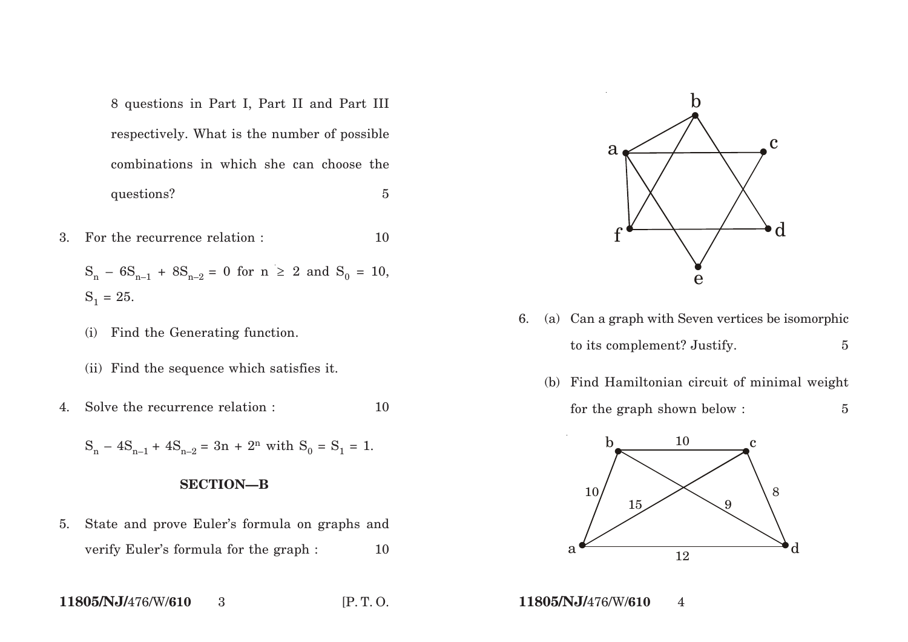8 questions in Part I, Part II and Part III respectively. What is the number of possible combinations in which she can choose the questions? 5

3. For the recurrence relation : 10

   $S_n - 6S_{n-1} + 8S_{n-2} = 0$ for $n \geq 2$ and $S_0 = 10$, $S_1 = 25$.

   (i) Find the Generating function.

   (ii) Find the sequence which satisfies it.

4. Solve the recurrence relation : 10

   $S_n - 4S_{n-1} + 4S_{n-2} = 3n + 2^n$ with $S_0 = S_1 = 1$.

## SECTION—B

5. State and prove Euler's formula on graphs and verify Euler's formula for the graph : 10

6. (a) Can a graph with Seven vertices be isomorphic to its complement? Justify. 5

   (b) Find Hamiltonian circuit of minimal weight for the graph shown below : 5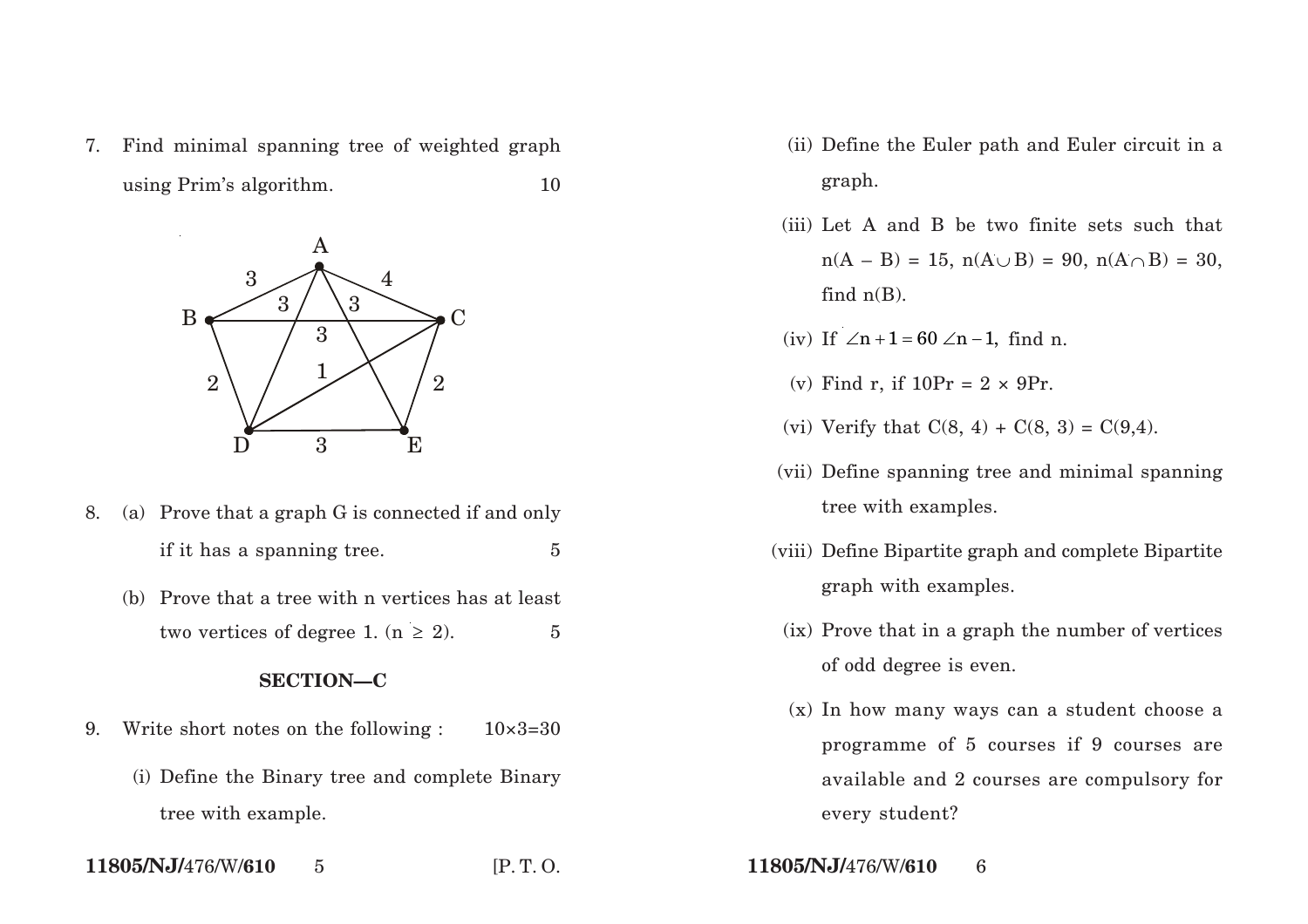7. Find minimal spanning tree of weighted graph using Prim's algorithm. 10

A
3
4
3
3
B
C
3
1
2
2
D
3
E

8. (a) Prove that a graph G is connected if and only if it has a spanning tree. 5

   (b) Prove that a tree with n vertices has at least two vertices of degree 1. $(n \geq 2)$. 5

## SECTION—C

9. Write short notes on the following : 10×3=30

   (i) Define the Binary tree and complete Binary tree with example.

   (ii) Define the Euler path and Euler circuit in a graph.

   (iii) Let A and B be two finite sets such that $n(A - B) = 15$, $n(A \cup B) = 90$, $n(A \cap B) = 30$, find $n(B)$.

   (iv) If $\angle n + 1 = 60 \angle n - 1$, find n.

   (v) Find r, if $10Pr = 2 \times 9Pr$.

   (vi) Verify that $C(8, 4) + C(8, 3) = C(9,4)$.

   (vii) Define spanning tree and minimal spanning tree with examples.

   (viii) Define Bipartite graph and complete Bipartite graph with examples.

   (ix) Prove that in a graph the number of vertices of odd degree is even.

   (x) In how many ways can a student choose a programme of 5 courses if 9 courses are available and 2 courses are compulsory for every student?